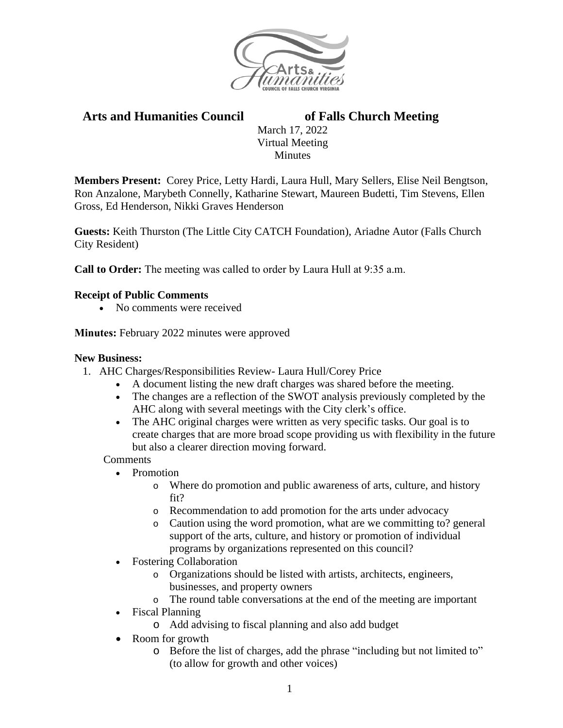# Arts and Humanities Council of Falls Church Meeting

March 17, 2022
Virtual Meeting
Minutes

**Members Present:** Corey Price, Letty Hardi, Laura Hull, Mary Sellers, Elise Neil Bengtson, Ron Anzalone, Marybeth Connelly, Katharine Stewart, Maureen Budetti, Tim Stevens, Ellen Gross, Ed Henderson, Nikki Graves Henderson

**Guests:** Keith Thurston (The Little City CATCH Foundation), Ariadne Autor (Falls Church City Resident)

**Call to Order:** The meeting was called to order by Laura Hull at 9:35 a.m.

**Receipt of Public Comments**

- No comments were received

**Minutes:** February 2022 minutes were approved

**New Business:**

1. AHC Charges/Responsibilities Review- Laura Hull/Corey Price
   - A document listing the new draft charges was shared before the meeting.
   - The changes are a reflection of the SWOT analysis previously completed by the AHC along with several meetings with the City clerk's office.
   - The AHC original charges were written as very specific tasks. Our goal is to create charges that are more broad scope providing us with flexibility in the future but also a clearer direction moving forward.

   Comments
   - Promotion
     - Where do promotion and public awareness of arts, culture, and history fit?
     - Recommendation to add promotion for the arts under advocacy
     - Caution using the word promotion, what are we committing to? general support of the arts, culture, and history or promotion of individual programs by organizations represented on this council?
   - Fostering Collaboration
     - Organizations should be listed with artists, architects, engineers, businesses, and property owners
     - The round table conversations at the end of the meeting are important
   - Fiscal Planning
     - Add advising to fiscal planning and also add budget
   - Room for growth
     - Before the list of charges, add the phrase "including but not limited to" (to allow for growth and other voices)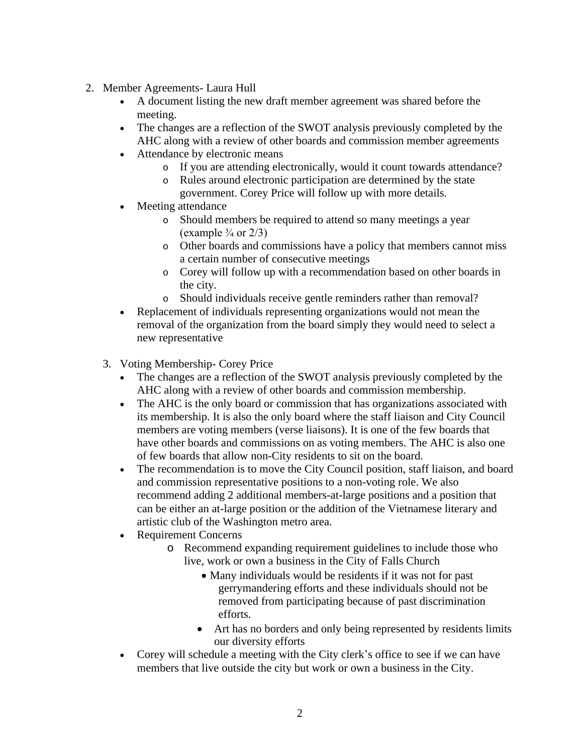2. Member Agreements- Laura Hull
    - A document listing the new draft member agreement was shared before the meeting.
    - The changes are a reflection of the SWOT analysis previously completed by the AHC along with a review of other boards and commission member agreements
    - Attendance by electronic means
        - If you are attending electronically, would it count towards attendance?
        - Rules around electronic participation are determined by the state government. Corey Price will follow up with more details.
    - Meeting attendance
        - Should members be required to attend so many meetings a year (example ¾ or 2/3)
        - Other boards and commissions have a policy that members cannot miss a certain number of consecutive meetings
        - Corey will follow up with a recommendation based on other boards in the city.
        - Should individuals receive gentle reminders rather than removal?
    - Replacement of individuals representing organizations would not mean the removal of the organization from the board simply they would need to select a new representative

3. Voting Membership- Corey Price
    - The changes are a reflection of the SWOT analysis previously completed by the AHC along with a review of other boards and commission membership.
    - The AHC is the only board or commission that has organizations associated with its membership. It is also the only board where the staff liaison and City Council members are voting members (verse liaisons). It is one of the few boards that have other boards and commissions on as voting members. The AHC is also one of few boards that allow non-City residents to sit on the board.
    - The recommendation is to move the City Council position, staff liaison, and board and commission representative positions to a non-voting role. We also recommend adding 2 additional members-at-large positions and a position that can be either an at-large position or the addition of the Vietnamese literary and artistic club of the Washington metro area.
    - Requirement Concerns
        - Recommend expanding requirement guidelines to include those who live, work or own a business in the City of Falls Church
            - Many individuals would be residents if it was not for past gerrymandering efforts and these individuals should not be removed from participating because of past discrimination efforts.
            - Art has no borders and only being represented by residents limits our diversity efforts
    - Corey will schedule a meeting with the City clerk's office to see if we can have members that live outside the city but work or own a business in the City.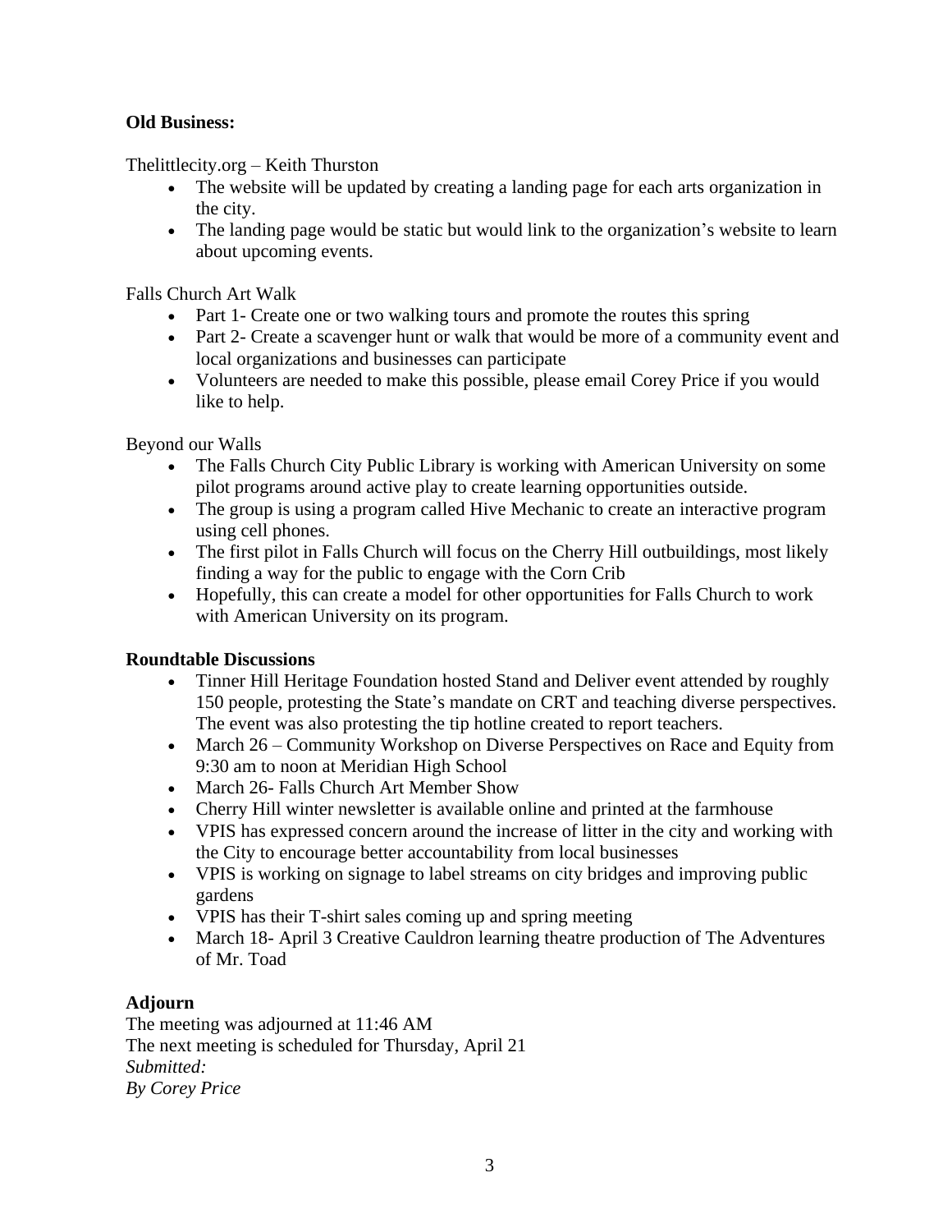**Old Business:**

Thelittlecity.org – Keith Thurston

- The website will be updated by creating a landing page for each arts organization in the city.
- The landing page would be static but would link to the organization's website to learn about upcoming events.

Falls Church Art Walk

- Part 1- Create one or two walking tours and promote the routes this spring
- Part 2- Create a scavenger hunt or walk that would be more of a community event and local organizations and businesses can participate
- Volunteers are needed to make this possible, please email Corey Price if you would like to help.

Beyond our Walls

- The Falls Church City Public Library is working with American University on some pilot programs around active play to create learning opportunities outside.
- The group is using a program called Hive Mechanic to create an interactive program using cell phones.
- The first pilot in Falls Church will focus on the Cherry Hill outbuildings, most likely finding a way for the public to engage with the Corn Crib
- Hopefully, this can create a model for other opportunities for Falls Church to work with American University on its program.

**Roundtable Discussions**

- Tinner Hill Heritage Foundation hosted Stand and Deliver event attended by roughly 150 people, protesting the State's mandate on CRT and teaching diverse perspectives. The event was also protesting the tip hotline created to report teachers.
- March 26 – Community Workshop on Diverse Perspectives on Race and Equity from 9:30 am to noon at Meridian High School
- March 26- Falls Church Art Member Show
- Cherry Hill winter newsletter is available online and printed at the farmhouse
- VPIS has expressed concern around the increase of litter in the city and working with the City to encourage better accountability from local businesses
- VPIS is working on signage to label streams on city bridges and improving public gardens
- VPIS has their T-shirt sales coming up and spring meeting
- March 18- April 3 Creative Cauldron learning theatre production of The Adventures of Mr. Toad

**Adjourn**

The meeting was adjourned at 11:46 AM
The next meeting is scheduled for Thursday, April 21
*Submitted:*
*By Corey Price*